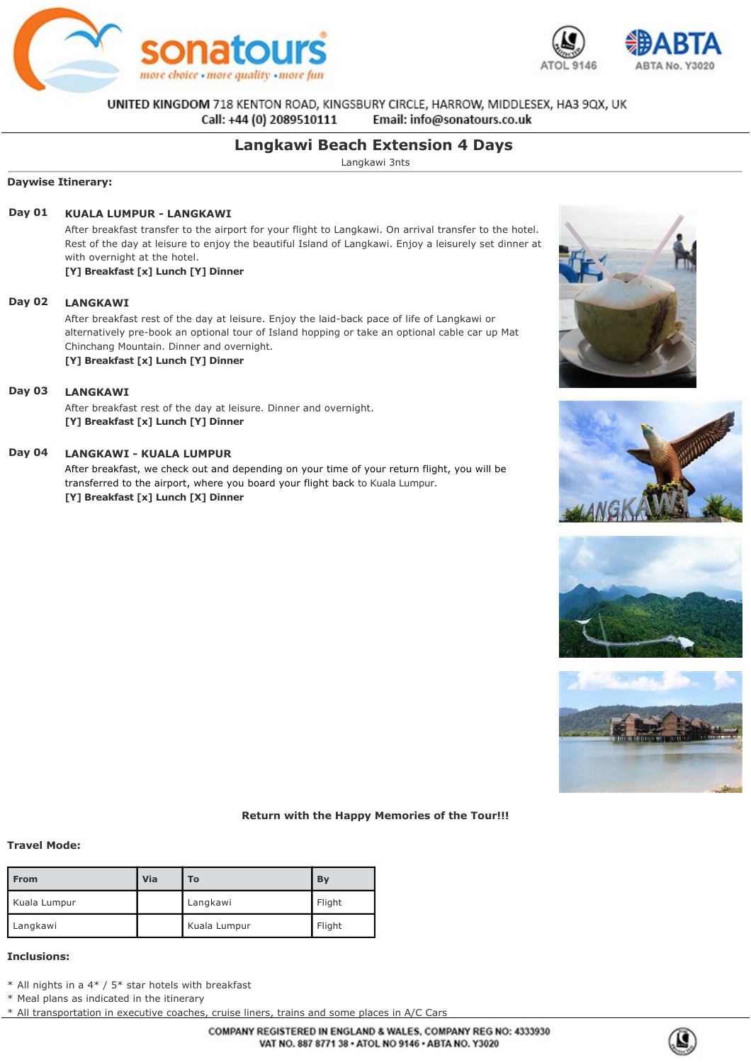sonatours

more choice • more quality • more fun

ATOL 9146 ABTA No. Y3020

UNITED KINGDOM 718 KENTON ROAD, KINGSBURY CIRCLE, HARROW, MIDDLESEX, HA3 9QX, UK
Call: +44 (0) 2089510111 Email: info@sonatours.co.uk

# Langkawi Beach Extension 4 Days

Langkawi 3nts

**Daywise Itinerary:**

**Day 01** **KUALA LUMPUR - LANGKAWI**

After breakfast transfer to the airport for your flight to Langkawi. On arrival transfer to the hotel. Rest of the day at leisure to enjoy the beautiful Island of Langkawi. Enjoy a leisurely set dinner at with overnight at the hotel.

**[Y] Breakfast [x] Lunch [Y] Dinner**

**Day 02** **LANGKAWI**

After breakfast rest of the day at leisure. Enjoy the laid-back pace of life of Langkawi or alternatively pre-book an optional tour of Island hopping or take an optional cable car up Mat Chinchang Mountain. Dinner and overnight.

**[Y] Breakfast [x] Lunch [Y] Dinner**

**Day 03** **LANGKAWI**

After breakfast rest of the day at leisure. Dinner and overnight.

**[Y] Breakfast [x] Lunch [Y] Dinner**

**Day 04** **LANGKAWI - KUALA LUMPUR**

After breakfast, we check out and depending on your time of your return flight, you will be transferred to the airport, where you board your flight back to Kuala Lumpur.

**[Y] Breakfast [x] Lunch [X] Dinner**

**Return with the Happy Memories of the Tour!!!**

**Travel Mode:**

| From | Via | To | By |
|---|---|---|---|
| Kuala Lumpur | | Langkawi | Flight |
| Langkawi | | Kuala Lumpur | Flight |

**Inclusions:**

* All nights in a 4* / 5* star hotels with breakfast
* Meal plans as indicated in the itinerary
* All transportation in executive coaches, cruise liners, trains and some places in A/C Cars

COMPANY REGISTERED IN ENGLAND & WALES, COMPANY REG NO: 4333930
VAT NO. 887 8771 38 • ATOL NO 9146 • ABTA NO. Y3020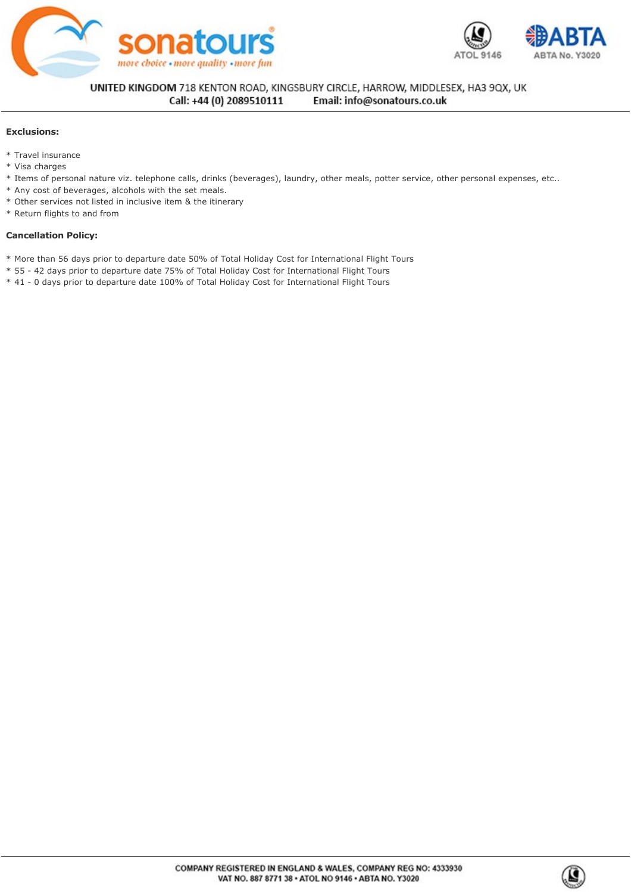**Exclusions:**

* Travel insurance
* Visa charges
* Items of personal nature viz. telephone calls, drinks (beverages), laundry, other meals, potter service, other personal expenses, etc..
* Any cost of beverages, alcohols with the set meals.
* Other services not listed in inclusive item & the itinerary
* Return flights to and from

**Cancellation Policy:**

* More than 56 days prior to departure date 50% of Total Holiday Cost for International Flight Tours
* 55 - 42 days prior to departure date 75% of Total Holiday Cost for International Flight Tours
* 41 - 0 days prior to departure date 100% of Total Holiday Cost for International Flight Tours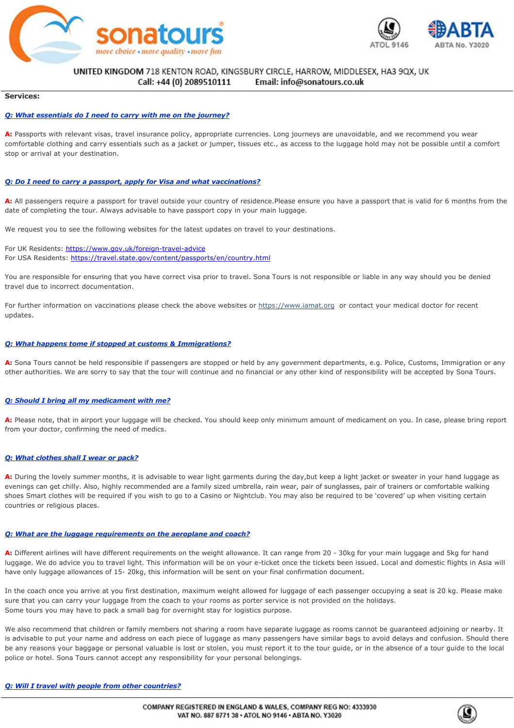**Services:**

***Q: What essentials do I need to carry with me on the journey?***

**A:** Passports with relevant visas, travel insurance policy, appropriate currencies. Long journeys are unavoidable, and we recommend you wear comfortable clothing and carry essentials such as a jacket or jumper, tissues etc., as access to the luggage hold may not be possible until a comfort stop or arrival at your destination.

***Q: Do I need to carry a passport, apply for Visa and what vaccinations?***

**A:** All passengers require a passport for travel outside your country of residence.Please ensure you have a passport that is valid for 6 months from the date of completing the tour. Always advisable to have passport copy in your main luggage.

We request you to see the following websites for the latest updates on travel to your destinations.

For UK Residents: https://www.gov.uk/foreign-travel-advice
For USA Residents: https://travel.state.gov/content/passports/en/country.html

You are responsible for ensuring that you have correct visa prior to travel. Sona Tours is not responsible or liable in any way should you be denied travel due to incorrect documentation.

For further information on vaccinations please check the above websites or https://www.iamat.org or contact your medical doctor for recent updates.

***Q: What happens tome if stopped at customs & Immigrations?***

**A:** Sona Tours cannot be held responsible if passengers are stopped or held by any government departments, e.g. Police, Customs, Immigration or any other authorities. We are sorry to say that the tour will continue and no financial or any other kind of responsibility will be accepted by Sona Tours.

***Q: Should I bring all my medicament with me?***

**A:** Please note, that in airport your luggage will be checked. You should keep only minimum amount of medicament on you. In case, please bring report from your doctor, confirming the need of medics.

***Q: What clothes shall I wear or pack?***

**A:** During the lovely summer months, it is advisable to wear light garments during the day,but keep a light jacket or sweater in your hand luggage as evenings can get chilly. Also, highly recommended are a family sized umbrella, rain wear, pair of sunglasses, pair of trainers or comfortable walking shoes Smart clothes will be required if you wish to go to a Casino or Nightclub. You may also be required to be 'covered' up when visiting certain countries or religious places.

***Q: What are the luggage requirements on the aeroplane and coach?***

**A:** Different airlines will have different requirements on the weight allowance. It can range from 20 - 30kg for your main luggage and 5kg for hand luggage. We do advice you to travel light. This information will be on your e-ticket once the tickets been issued. Local and domestic flights in Asia will have only luggage allowances of 15- 20kg, this information will be sent on your final confirmation document.

In the coach once you arrive at you first destination, maximum weight allowed for luggage of each passenger occupying a seat is 20 kg. Please make sure that you can carry your luggage from the coach to your rooms as porter service is not provided on the holidays.
Some tours you may have to pack a small bag for overnight stay for logistics purpose.

We also recommend that children or family members not sharing a room have separate luggage as rooms cannot be guaranteed adjoining or nearby. It is advisable to put your name and address on each piece of luggage as many passengers have similar bags to avoid delays and confusion. Should there be any reasons your baggage or personal valuable is lost or stolen, you must report it to the tour guide, or in the absence of a tour guide to the local police or hotel. Sona Tours cannot accept any responsibility for your personal belongings.

***Q: Will I travel with people from other countries?***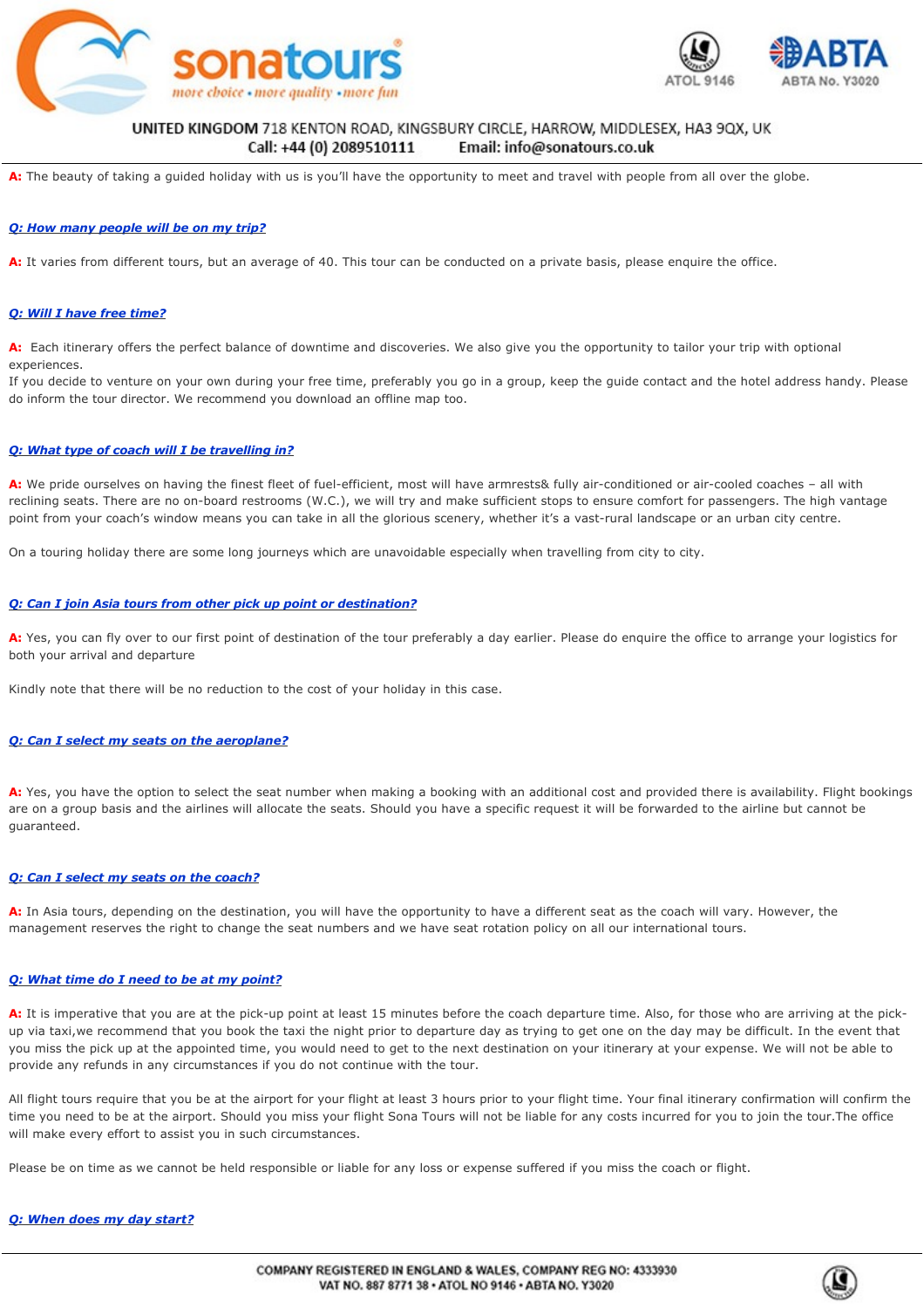**A:** The beauty of taking a guided holiday with us is you'll have the opportunity to meet and travel with people from all over the globe.

***Q: How many people will be on my trip?***

**A:** It varies from different tours, but an average of 40. This tour can be conducted on a private basis, please enquire the office.

***Q: Will I have free time?***

**A:** Each itinerary offers the perfect balance of downtime and discoveries. We also give you the opportunity to tailor your trip with optional experiences.
If you decide to venture on your own during your free time, preferably you go in a group, keep the guide contact and the hotel address handy. Please do inform the tour director. We recommend you download an offline map too.

***Q: What type of coach will I be travelling in?***

**A:** We pride ourselves on having the finest fleet of fuel-efficient, most will have armrests& fully air-conditioned or air-cooled coaches – all with reclining seats. There are no on-board restrooms (W.C.), we will try and make sufficient stops to ensure comfort for passengers. The high vantage point from your coach's window means you can take in all the glorious scenery, whether it's a vast-rural landscape or an urban city centre.

On a touring holiday there are some long journeys which are unavoidable especially when travelling from city to city.

***Q: Can I join Asia tours from other pick up point or destination?***

**A:** Yes, you can fly over to our first point of destination of the tour preferably a day earlier. Please do enquire the office to arrange your logistics for both your arrival and departure

Kindly note that there will be no reduction to the cost of your holiday in this case.

***Q: Can I select my seats on the aeroplane?***

**A:** Yes, you have the option to select the seat number when making a booking with an additional cost and provided there is availability. Flight bookings are on a group basis and the airlines will allocate the seats. Should you have a specific request it will be forwarded to the airline but cannot be guaranteed.

***Q: Can I select my seats on the coach?***

**A:** In Asia tours, depending on the destination, you will have the opportunity to have a different seat as the coach will vary. However, the management reserves the right to change the seat numbers and we have seat rotation policy on all our international tours.

***Q: What time do I need to be at my point?***

**A:** It is imperative that you are at the pick-up point at least 15 minutes before the coach departure time. Also, for those who are arriving at the pick-up via taxi,we recommend that you book the taxi the night prior to departure day as trying to get one on the day may be difficult. In the event that you miss the pick up at the appointed time, you would need to get to the next destination on your itinerary at your expense. We will not be able to provide any refunds in any circumstances if you do not continue with the tour.

All flight tours require that you be at the airport for your flight at least 3 hours prior to your flight time. Your final itinerary confirmation will confirm the time you need to be at the airport. Should you miss your flight Sona Tours will not be liable for any costs incurred for you to join the tour.The office will make every effort to assist you in such circumstances.

Please be on time as we cannot be held responsible or liable for any loss or expense suffered if you miss the coach or flight.

***Q: When does my day start?***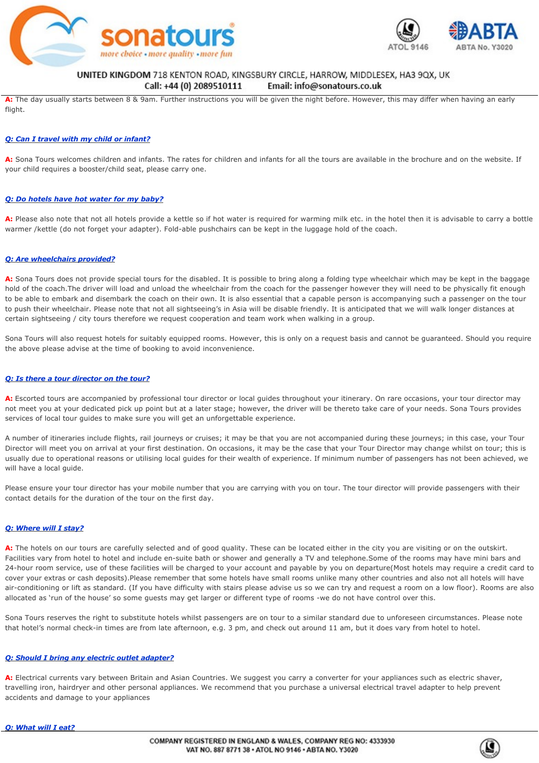**A:** The day usually starts between 8 & 9am. Further instructions you will be given the night before. However, this may differ when having an early flight.

***Q: Can I travel with my child or infant?***

**A:** Sona Tours welcomes children and infants. The rates for children and infants for all the tours are available in the brochure and on the website. If your child requires a booster/child seat, please carry one.

***Q: Do hotels have hot water for my baby?***

**A:** Please also note that not all hotels provide a kettle so if hot water is required for warming milk etc. in the hotel then it is advisable to carry a bottle warmer /kettle (do not forget your adapter). Fold-able pushchairs can be kept in the luggage hold of the coach.

***Q: Are wheelchairs provided?***

**A:** Sona Tours does not provide special tours for the disabled. It is possible to bring along a folding type wheelchair which may be kept in the baggage hold of the coach.The driver will load and unload the wheelchair from the coach for the passenger however they will need to be physically fit enough to be able to embark and disembark the coach on their own. It is also essential that a capable person is accompanying such a passenger on the tour to push their wheelchair. Please note that not all sightseeing's in Asia will be disable friendly. It is anticipated that we will walk longer distances at certain sightseeing / city tours therefore we request cooperation and team work when walking in a group.

Sona Tours will also request hotels for suitably equipped rooms. However, this is only on a request basis and cannot be guaranteed. Should you require the above please advise at the time of booking to avoid inconvenience.

***Q: Is there a tour director on the tour?***

**A:** Escorted tours are accompanied by professional tour director or local guides throughout your itinerary. On rare occasions, your tour director may not meet you at your dedicated pick up point but at a later stage; however, the driver will be thereto take care of your needs. Sona Tours provides services of local tour guides to make sure you will get an unforgettable experience.

A number of itineraries include flights, rail journeys or cruises; it may be that you are not accompanied during these journeys; in this case, your Tour Director will meet you on arrival at your first destination. On occasions, it may be the case that your Tour Director may change whilst on tour; this is usually due to operational reasons or utilising local guides for their wealth of experience. If minimum number of passengers has not been achieved, we will have a local guide.

Please ensure your tour director has your mobile number that you are carrying with you on tour. The tour director will provide passengers with their contact details for the duration of the tour on the first day.

***Q: Where will I stay?***

**A:** The hotels on our tours are carefully selected and of good quality. These can be located either in the city you are visiting or on the outskirt. Facilities vary from hotel to hotel and include en-suite bath or shower and generally a TV and telephone.Some of the rooms may have mini bars and 24-hour room service, use of these facilities will be charged to your account and payable by you on departure(Most hotels may require a credit card to cover your extras or cash deposits).Please remember that some hotels have small rooms unlike many other countries and also not all hotels will have air-conditioning or lift as standard. (If you have difficulty with stairs please advise us so we can try and request a room on a low floor). Rooms are also allocated as 'run of the house' so some guests may get larger or different type of rooms -we do not have control over this.

Sona Tours reserves the right to substitute hotels whilst passengers are on tour to a similar standard due to unforeseen circumstances. Please note that hotel's normal check-in times are from late afternoon, e.g. 3 pm, and check out around 11 am, but it does vary from hotel to hotel.

***Q: Should I bring any electric outlet adapter?***

**A:** Electrical currents vary between Britain and Asian Countries. We suggest you carry a converter for your appliances such as electric shaver, travelling iron, hairdryer and other personal appliances. We recommend that you purchase a universal electrical travel adapter to help prevent accidents and damage to your appliances

***Q: What will I eat?***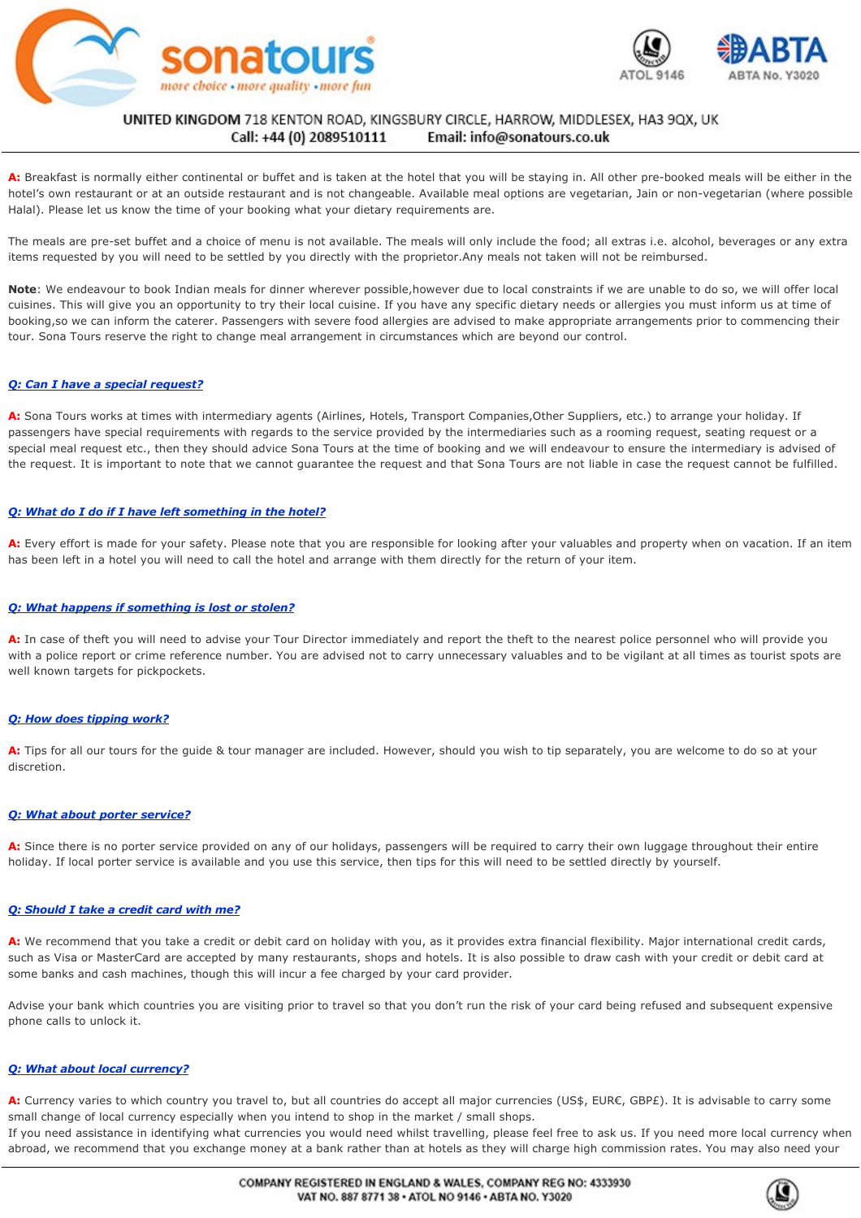**A:** Breakfast is normally either continental or buffet and is taken at the hotel that you will be staying in. All other pre-booked meals will be either in the hotel's own restaurant or at an outside restaurant and is not changeable. Available meal options are vegetarian, Jain or non-vegetarian (where possible Halal). Please let us know the time of your booking what your dietary requirements are.

The meals are pre-set buffet and a choice of menu is not available. The meals will only include the food; all extras i.e. alcohol, beverages or any extra items requested by you will need to be settled by you directly with the proprietor.Any meals not taken will not be reimbursed.

**Note**: We endeavour to book Indian meals for dinner wherever possible,however due to local constraints if we are unable to do so, we will offer local cuisines. This will give you an opportunity to try their local cuisine. If you have any specific dietary needs or allergies you must inform us at time of booking,so we can inform the caterer. Passengers with severe food allergies are advised to make appropriate arrangements prior to commencing their tour. Sona Tours reserve the right to change meal arrangement in circumstances which are beyond our control.

***Q: Can I have a special request?***

**A:** Sona Tours works at times with intermediary agents (Airlines, Hotels, Transport Companies,Other Suppliers, etc.) to arrange your holiday. If passengers have special requirements with regards to the service provided by the intermediaries such as a rooming request, seating request or a special meal request etc., then they should advice Sona Tours at the time of booking and we will endeavour to ensure the intermediary is advised of the request. It is important to note that we cannot guarantee the request and that Sona Tours are not liable in case the request cannot be fulfilled.

***Q: What do I do if I have left something in the hotel?***

**A:** Every effort is made for your safety. Please note that you are responsible for looking after your valuables and property when on vacation. If an item has been left in a hotel you will need to call the hotel and arrange with them directly for the return of your item.

***Q: What happens if something is lost or stolen?***

**A:** In case of theft you will need to advise your Tour Director immediately and report the theft to the nearest police personnel who will provide you with a police report or crime reference number. You are advised not to carry unnecessary valuables and to be vigilant at all times as tourist spots are well known targets for pickpockets.

***Q: How does tipping work?***

**A:** Tips for all our tours for the guide & tour manager are included. However, should you wish to tip separately, you are welcome to do so at your discretion.

***Q: What about porter service?***

**A:** Since there is no porter service provided on any of our holidays, passengers will be required to carry their own luggage throughout their entire holiday. If local porter service is available and you use this service, then tips for this will need to be settled directly by yourself.

***Q: Should I take a credit card with me?***

**A:** We recommend that you take a credit or debit card on holiday with you, as it provides extra financial flexibility. Major international credit cards, such as Visa or MasterCard are accepted by many restaurants, shops and hotels. It is also possible to draw cash with your credit or debit card at some banks and cash machines, though this will incur a fee charged by your card provider.

Advise your bank which countries you are visiting prior to travel so that you don't run the risk of your card being refused and subsequent expensive phone calls to unlock it.

***Q: What about local currency?***

**A:** Currency varies to which country you travel to, but all countries do accept all major currencies (US$, EUR€, GBP£). It is advisable to carry some small change of local currency especially when you intend to shop in the market / small shops.
If you need assistance in identifying what currencies you would need whilst travelling, please feel free to ask us. If you need more local currency when abroad, we recommend that you exchange money at a bank rather than at hotels as they will charge high commission rates. You may also need your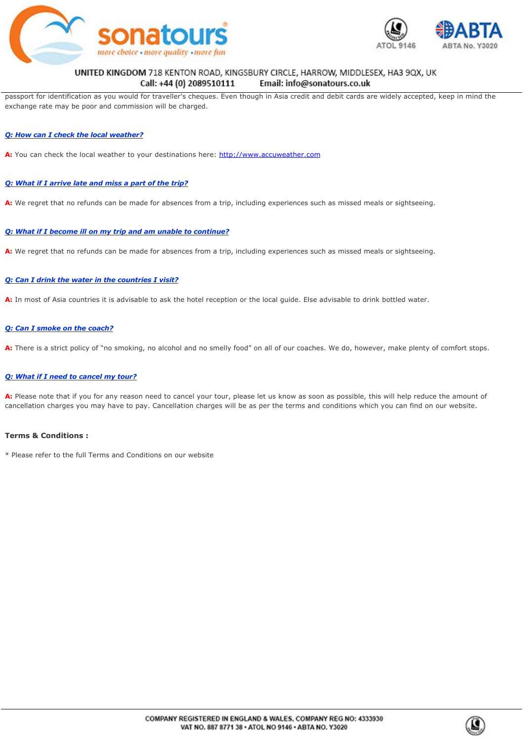passport for identification as you would for traveller's cheques. Even though in Asia credit and debit cards are widely accepted, keep in mind the exchange rate may be poor and commission will be charged.

***Q: How can I check the local weather?***

**A:** You can check the local weather to your destinations here: [http://www.accuweather.com](http://www.accuweather.com)

***Q: What if I arrive late and miss a part of the trip?***

**A:** We regret that no refunds can be made for absences from a trip, including experiences such as missed meals or sightseeing.

***Q: What if I become ill on my trip and am unable to continue?***

**A:** We regret that no refunds can be made for absences from a trip, including experiences such as missed meals or sightseeing.

***Q: Can I drink the water in the countries I visit?***

**A:** In most of Asia countries it is advisable to ask the hotel reception or the local guide. Else advisable to drink bottled water.

***Q: Can I smoke on the coach?***

**A:** There is a strict policy of "no smoking, no alcohol and no smelly food" on all of our coaches. We do, however, make plenty of comfort stops.

***Q: What if I need to cancel my tour?***

**A:** Please note that if you for any reason need to cancel your tour, please let us know as soon as possible, this will help reduce the amount of cancellation charges you may have to pay. Cancellation charges will be as per the terms and conditions which you can find on our website.

**Terms & Conditions :**

* Please refer to the full Terms and Conditions on our website